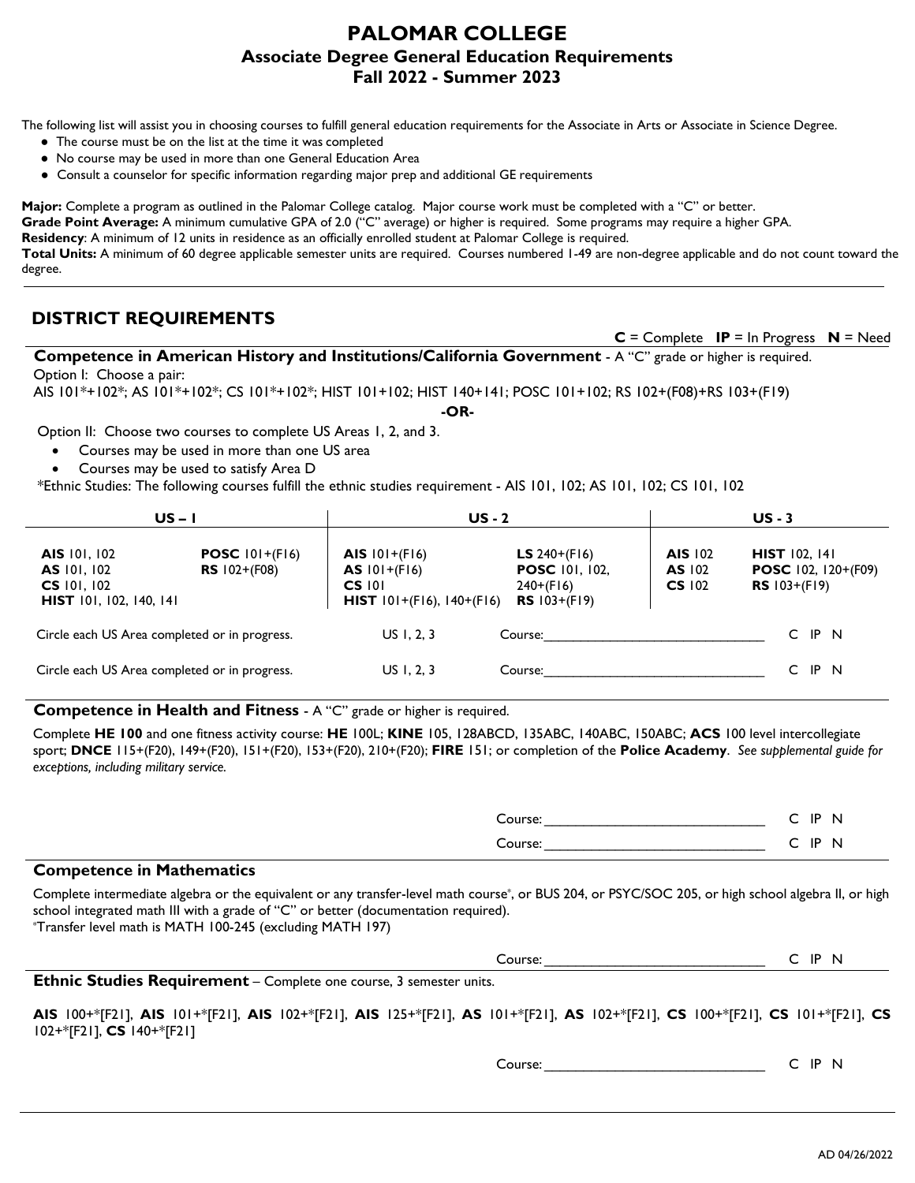# PALOMAR COLLEGE
## Associate Degree General Education Requirements
## Fall 2022 - Summer 2023

The following list will assist you in choosing courses to fulfill general education requirements for the Associate in Arts or Associate in Science Degree.

- The course must be on the list at the time it was completed
- No course may be used in more than one General Education Area
- Consult a counselor for specific information regarding major prep and additional GE requirements

**Major:** Complete a program as outlined in the Palomar College catalog. Major course work must be completed with a "C" or better.
**Grade Point Average:** A minimum cumulative GPA of 2.0 ("C" average) or higher is required. Some programs may require a higher GPA.
**Residency**: A minimum of 12 units in residence as an officially enrolled student at Palomar College is required.
**Total Units:** A minimum of 60 degree applicable semester units are required. Courses numbered 1-49 are non-degree applicable and do not count toward the degree.

## DISTRICT REQUIREMENTS

**C** = Complete **IP** = In Progress **N** = Need

### Competence in American History and Institutions/California Government - A "C" grade or higher is required.

Option I: Choose a pair:
AIS 101*+102*; AS 101*+102*; CS 101*+102*; HIST 101+102; HIST 140+141; POSC 101+102; RS 102+(F08)+RS 103+(F19)

**-OR-**

Option II: Choose two courses to complete US Areas 1, 2, and 3.

- Courses may be used in more than one US area
- Courses may be used to satisfy Area D

*Ethnic Studies: The following courses fulfill the ethnic studies requirement - AIS 101, 102; AS 101, 102; CS 101, 102

| US – 1 | | US - 2 | | US - 3 | |
|---|---|---|---|---|---|
| **AIS** 101, 102<br>**AS** 101, 102<br>**CS** 101, 102<br>**HIST** 101, 102, 140, 141 | **POSC** 101+(F16)<br>**RS** 102+(F08) | **AIS** 101+(F16)<br>**AS** 101+(F16)<br>**CS** 101<br>**HIST** 101+(F16), 140+(F16) | **LS** 240+(F16)<br>**POSC** 101, 102, 240+(F16)<br>**RS** 103+(F19) | **AIS** 102<br>**AS** 102<br>**CS** 102 | **HIST** 102, 141<br>**POSC** 102, 120+(F09)<br>**RS** 103+(F19) |

Circle each US Area completed or in progress. US 1, 2, 3 Course:______________________________ C IP N

Circle each US Area completed or in progress. US 1, 2, 3 Course:______________________________ C IP N

### Competence in Health and Fitness - A "C" grade or higher is required.

Complete **HE 100** and one fitness activity course: **HE** 100L; **KINE** 105, 128ABCD, 135ABC, 140ABC, 150ABC; **ACS** 100 level intercollegiate sport; **DNCE** 115+(F20), 149+(F20), 151+(F20), 153+(F20), 210+(F20); **FIRE** 151; or completion of the **Police Academy**. *See supplemental guide for exceptions, including military service.*

Course:______________________________ C IP N

Course:______________________________ C IP N

### Competence in Mathematics

Complete intermediate algebra or the equivalent or any transfer-level math course*, or BUS 204, or PSYC/SOC 205, or high school algebra II, or high school integrated math III with a grade of "C" or better (documentation required).
*Transfer level math is MATH 100-245 (excluding MATH 197)

Course:______________________________ C IP N

### Ethnic Studies Requirement – Complete one course, 3 semester units.

**AIS** 100+*[F21], **AIS** 101+*[F21], **AIS** 102+*[F21], **AIS** 125+*[F21], **AS** 101+*[F21], **AS** 102+*[F21], **CS** 100+*[F21], **CS** 101+*[F21], **CS** 102+*[F21], **CS** 140+*[F21]

Course:______________________________ C IP N

AD 04/26/2022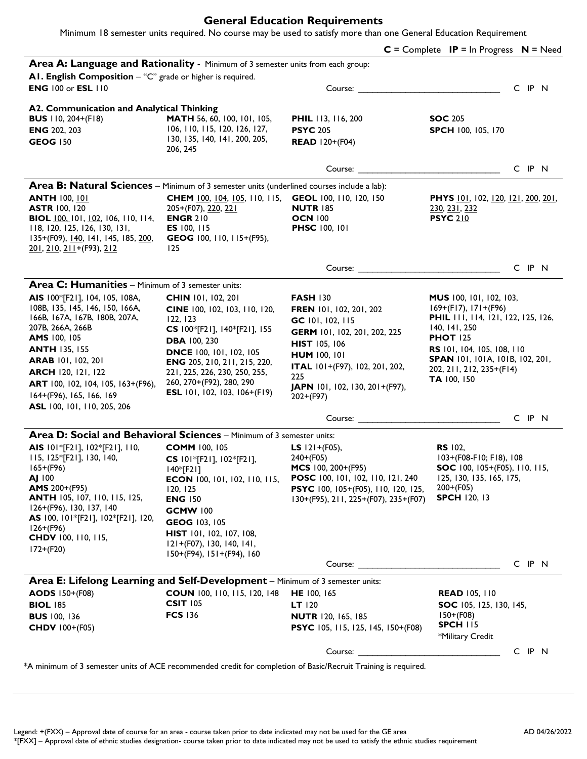# General Education Requirements

Minimum 18 semester units required. No course may be used to satisfy more than one General Education Requirement

**C** = Complete **IP** = In Progress **N** = Need

## Area A: Language and Rationality - Minimum of 3 semester units from each group:

### A1. English Composition – "C" grade or higher is required.

**ENG** 100 or **ESL** 110

Course: _______________________________ C IP N

### A2. Communication and Analytical Thinking

**BUS** 110, 204+(F18)
**ENG** 202, 203
**GEOG** 150
**MATH** 56, 60, 100, 101, 105, 106, 110, 115, 120, 126, 127, 130, 135, 140, 141, 200, 205, 206, 245
**PHIL** 113, 116, 200
**PSYC** 205
**READ** 120+(F04)
**SOC** 205
**SPCH** 100, 105, 170

Course: _______________________________ C IP N

## Area B: Natural Sciences – Minimum of 3 semester units (underlined courses include a lab):

**ANTH** 100, 101
**ASTR** 100, 120
**BIOL** 100, 101, 102, 106, 110, 114, 118, 120, 125, 126, 130, 131, 135+(F09), 140, 141, 145, 185, 200, 201, 210, 211+(F93), 212
**CHEM** 100, 104, 105, 110, 115, 205+(F07), 220, 221
**ENGR** 210
**ES** 100, 115
**GEOG** 100, 110, 115+(F95), 125
**GEOL** 100, 110, 120, 150
**NUTR** 185
**OCN** 100
**PHSC** 100, 101
**PHYS** 101, 102, 120, 121, 200, 201, 230, 231, 232
**PSYC** 210

Course: _______________________________ C IP N

## Area C: Humanities – Minimum of 3 semester units:

**AIS** 100*[F21], 104, 105, 108A, 108B, 135, 145, 146, 150, 166A, 166B, 167A, 167B, 180B, 207A, 207B, 266A, 266B
**AMS** 100, 105
**ANTH** 135, 155
**ARAB** 101, 102, 201
**ARCH** 120, 121, 122
**ART** 100, 102, 104, 105, 163+(F96), 164+(F96), 165, 166, 169
**ASL** 100, 101, 110, 205, 206
**CHIN** 101, 102, 201
**CINE** 100, 102, 103, 110, 120, 122, 123
**CS** 100*[F21], 140*[F21], 155
**DBA** 100, 230
**DNCE** 100, 101, 102, 105
**ENG** 205, 210, 211, 215, 220, 221, 225, 226, 230, 250, 255, 260, 270+(F92), 280, 290
**ESL** 101, 102, 103, 106+(F19)
**FASH** 130
**FREN** 101, 102, 201, 202
**GC** 101, 102, 115
**GERM** 101, 102, 201, 202, 225
**HIST** 105, 106
**HUM** 100, 101
**ITAL** 101+(F97), 102, 201, 202, 225
**JAPN** 101, 102, 130, 201+(F97), 202+(F97)
**MUS** 100, 101, 102, 103, 169+(F17), 171+(F96)
**PHIL** 111, 114, 121, 122, 125, 126, 140, 141, 250
**PHOT** 125
**RS** 101, 104, 105, 108, 110
**SPAN** 101, 101A, 101B, 102, 201, 202, 211, 212, 235+(F14)
**TA** 100, 150

Course: _______________________________ C IP N

## Area D: Social and Behavioral Sciences – Minimum of 3 semester units:

**AIS** 101*[F21], 102*[F21], 110, 115, 125*[F21], 130, 140, 165+(F96)
**AJ** 100
**AMS** 200+(F95)
**ANTH** 105, 107, 110, 115, 125, 126+(F96), 130, 137, 140
**AS** 100, 101*[F21], 102*[F21], 120, 126+(F96)
**CHDV** 100, 110, 115, 172+(F20)
**COMM** 100, 105
**CS** 101*[F21], 102*[F21], 140*[F21]
**ECON** 100, 101, 102, 110, 115, 120, 125
**ENG** 150
**GCMW** 100
**GEOG** 103, 105
**HIST** 101, 102, 107, 108, 121+(F07), 130, 140, 141, 150+(F94), 151+(F94), 160
**LS** 121+(F05), 240+(F05)
**MCS** 100, 200+(F95)
**POSC** 100, 101, 102, 110, 121, 240
**PSYC** 100, 105+(F05), 110, 120, 125, 130+(F95), 211, 225+(F07), 235+(F07)
**RS** 102, 103+(F08-F10; F18), 108
**SOC** 100, 105+(F05), 110, 115, 125, 130, 135, 165, 175, 200+(F05)
**SPCH** 120, 13

Course: _______________________________ C IP N

## Area E: Lifelong Learning and Self-Development – Minimum of 3 semester units:

**AODS** 150+(F08)
**BIOL** 185
**BUS** 100, 136
**CHDV** 100+(F05)
**COUN** 100, 110, 115, 120, 148
**CSIT** 105
**FCS** 136
**HE** 100, 165
**LT** 120
**NUTR** 120, 165, 185
**PSYC** 105, 115, 125, 145, 150+(F08)
**READ** 105, 110
**SOC** 105, 125, 130, 145, 150+(F08)
**SPCH** 115
*Military Credit

Course: _______________________________ C IP N

*A minimum of 3 semester units of ACE recommended credit for completion of Basic/Recruit Training is required.

Legend: +(FXX) – Approval date of course for an area - course taken prior to date indicated may not be used for the GE area
*[FXX] – Approval date of ethnic studies designation- course taken prior to date indicated may not be used to satisfy the ethnic studies requirement

AD 04/26/2022